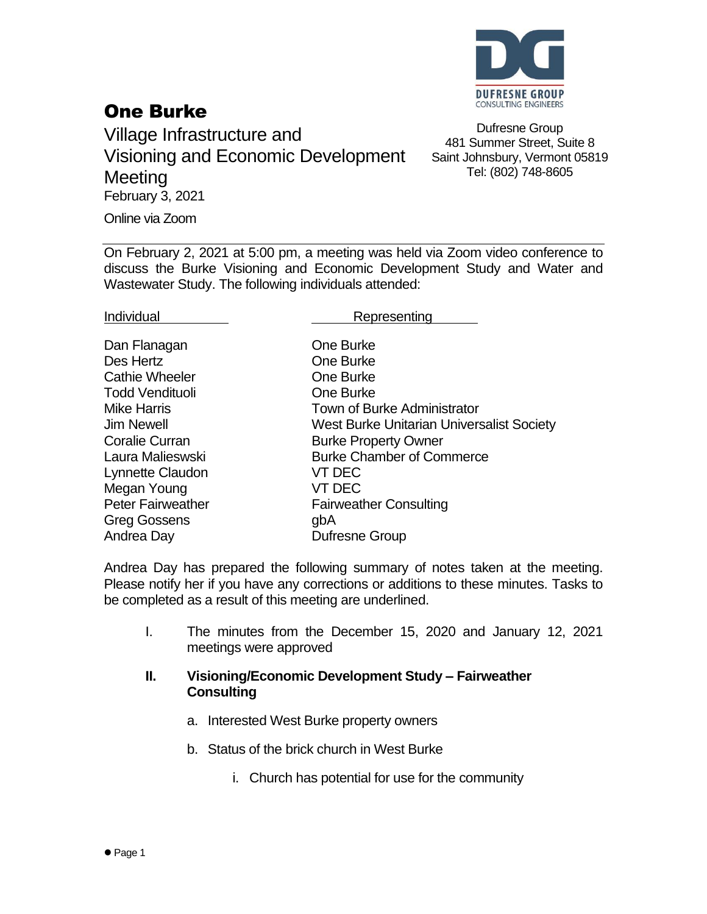# One Burke

Village Infrastructure and Visioning and Economic Development Meeting

February 3, 2021

Online via Zoom

DUFRESNE GROUP
CONSULTING ENGINEERS

Dufresne Group
481 Summer Street, Suite 8
Saint Johnsbury, Vermont 05819
Tel: (802) 748-8605

On February 2, 2021 at 5:00 pm, a meeting was held via Zoom video conference to discuss the Burke Visioning and Economic Development Study and Water and Wastewater Study. The following individuals attended:

| Individual | Representing |
|---|---|
| Dan Flanagan | One Burke |
| Des Hertz | One Burke |
| Cathie Wheeler | One Burke |
| Todd Vendituoli | One Burke |
| Mike Harris | Town of Burke Administrator |
| Jim Newell | West Burke Unitarian Universalist Society |
| Coralie Curran | Burke Property Owner |
| Laura Malieswski | Burke Chamber of Commerce |
| Lynnette Claudon | VT DEC |
| Megan Young | VT DEC |
| Peter Fairweather | Fairweather Consulting |
| Greg Gossens | gbA |
| Andrea Day | Dufresne Group |

Andrea Day has prepared the following summary of notes taken at the meeting. Please notify her if you have any corrections or additions to these minutes. Tasks to be completed as a result of this meeting are underlined.

I. The minutes from the December 15, 2020 and January 12, 2021 meetings were approved

**II. Visioning/Economic Development Study – Fairweather Consulting**

a. Interested West Burke property owners

b. Status of the brick church in West Burke

   i. Church has potential for use for the community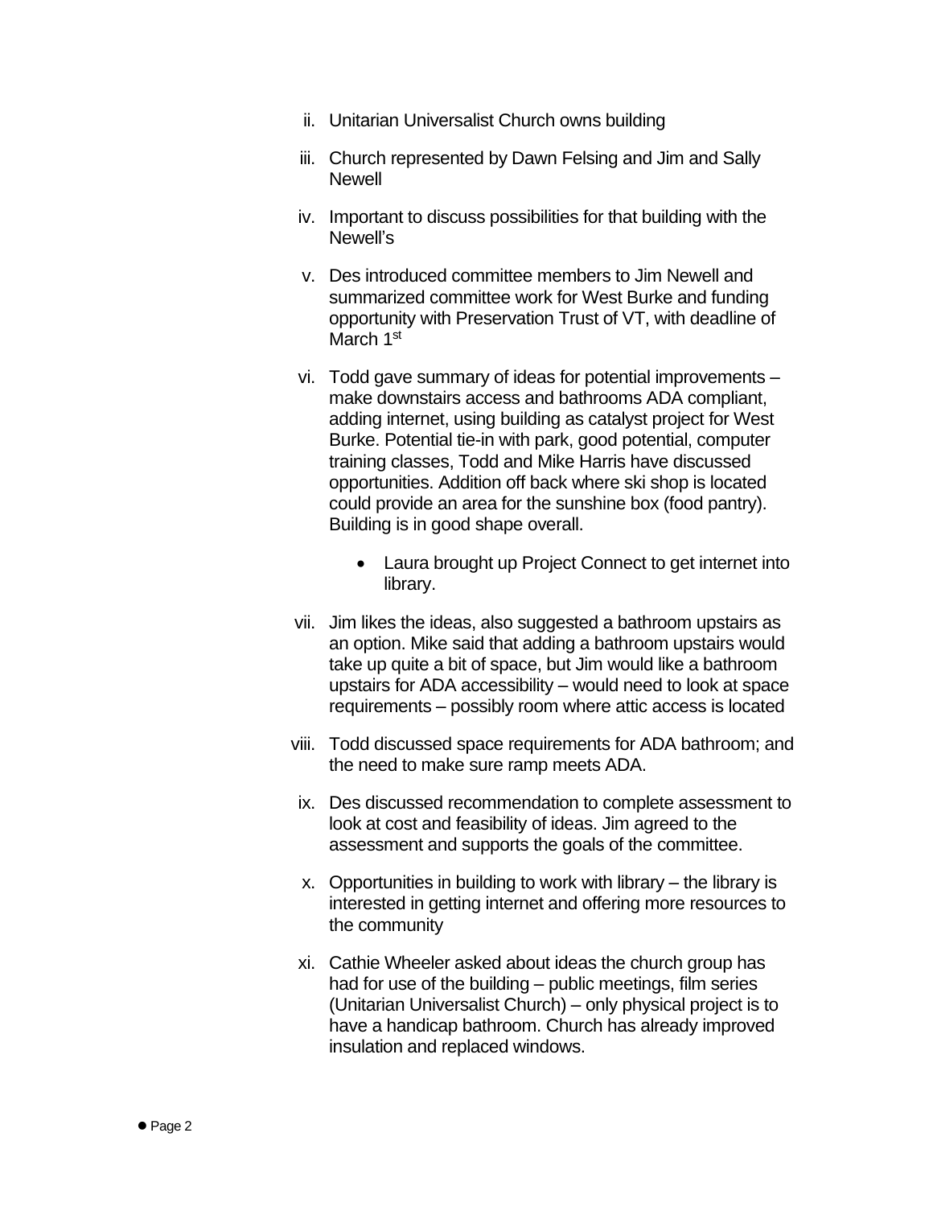ii. Unitarian Universalist Church owns building

iii. Church represented by Dawn Felsing and Jim and Sally Newell

iv. Important to discuss possibilities for that building with the Newell's

v. Des introduced committee members to Jim Newell and summarized committee work for West Burke and funding opportunity with Preservation Trust of VT, with deadline of March 1st

vi. Todd gave summary of ideas for potential improvements – make downstairs access and bathrooms ADA compliant, adding internet, using building as catalyst project for West Burke. Potential tie-in with park, good potential, computer training classes, Todd and Mike Harris have discussed opportunities. Addition off back where ski shop is located could provide an area for the sunshine box (food pantry). Building is in good shape overall.

- Laura brought up Project Connect to get internet into library.

vii. Jim likes the ideas, also suggested a bathroom upstairs as an option. Mike said that adding a bathroom upstairs would take up quite a bit of space, but Jim would like a bathroom upstairs for ADA accessibility – would need to look at space requirements – possibly room where attic access is located

viii. Todd discussed space requirements for ADA bathroom; and the need to make sure ramp meets ADA.

ix. Des discussed recommendation to complete assessment to look at cost and feasibility of ideas. Jim agreed to the assessment and supports the goals of the committee.

x. Opportunities in building to work with library – the library is interested in getting internet and offering more resources to the community

xi. Cathie Wheeler asked about ideas the church group has had for use of the building – public meetings, film series (Unitarian Universalist Church) – only physical project is to have a handicap bathroom. Church has already improved insulation and replaced windows.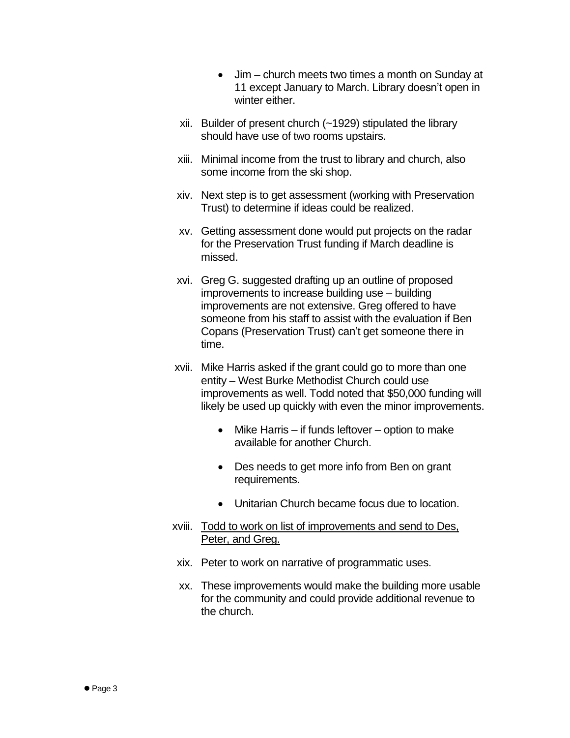- Jim – church meets two times a month on Sunday at 11 except January to March. Library doesn't open in winter either.

xii. Builder of present church (~1929) stipulated the library should have use of two rooms upstairs.

xiii. Minimal income from the trust to library and church, also some income from the ski shop.

xiv. Next step is to get assessment (working with Preservation Trust) to determine if ideas could be realized.

xv. Getting assessment done would put projects on the radar for the Preservation Trust funding if March deadline is missed.

xvi. Greg G. suggested drafting up an outline of proposed improvements to increase building use – building improvements are not extensive. Greg offered to have someone from his staff to assist with the evaluation if Ben Copans (Preservation Trust) can't get someone there in time.

xvii. Mike Harris asked if the grant could go to more than one entity – West Burke Methodist Church could use improvements as well. Todd noted that $50,000 funding will likely be used up quickly with even the minor improvements.

  - Mike Harris – if funds leftover – option to make available for another Church.
  - Des needs to get more info from Ben on grant requirements.
  - Unitarian Church became focus due to location.

xviii. <u>Todd to work on list of improvements and send to Des, Peter, and Greg.</u>

xix. <u>Peter to work on narrative of programmatic uses.</u>

xx. These improvements would make the building more usable for the community and could provide additional revenue to the church.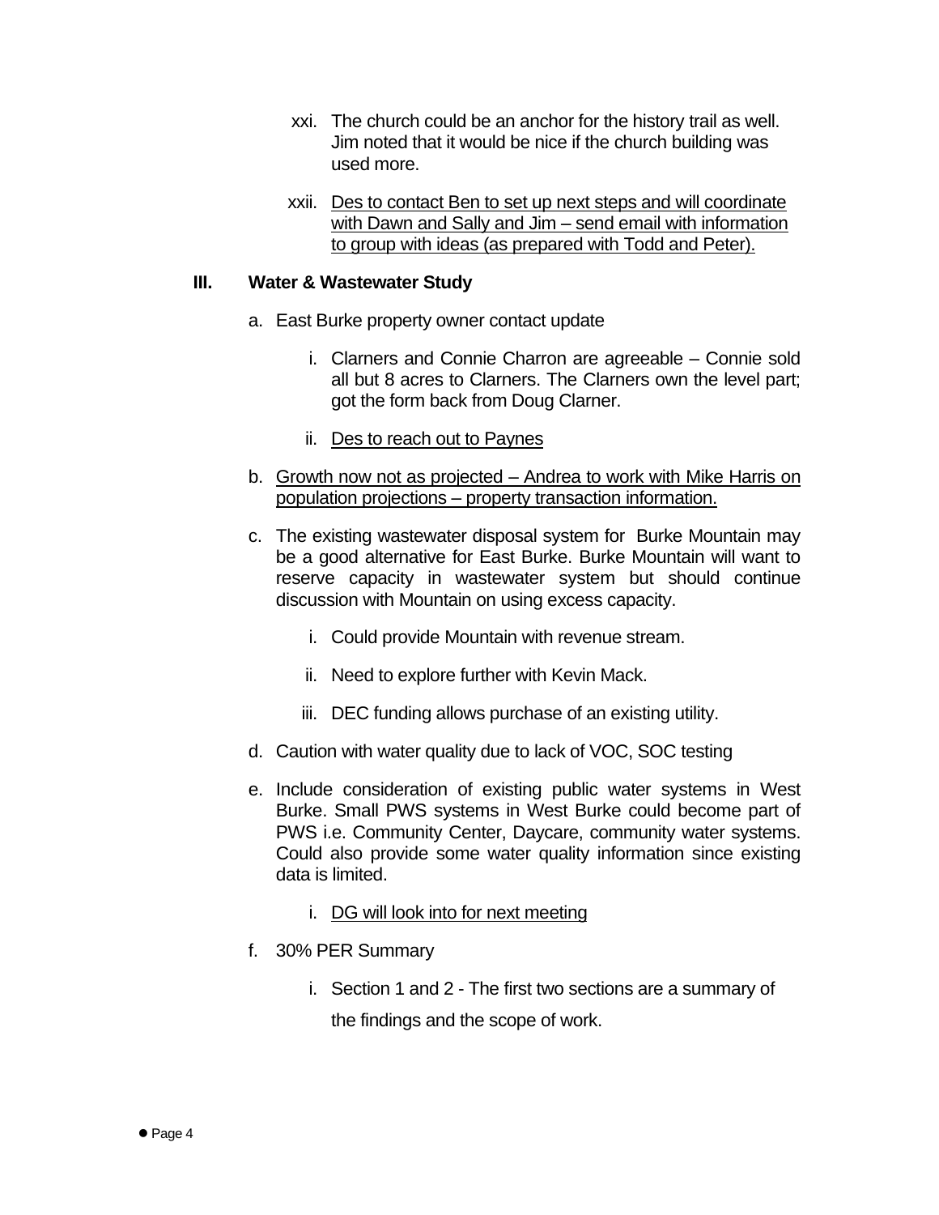xxi. The church could be an anchor for the history trail as well. Jim noted that it would be nice if the church building was used more.

xxii. <u>Des to contact Ben to set up next steps and will coordinate with Dawn and Sally and Jim – send email with information to group with ideas (as prepared with Todd and Peter).</u>

## III. Water & Wastewater Study

a. East Burke property owner contact update

   i. Clarners and Connie Charron are agreeable – Connie sold all but 8 acres to Clarners. The Clarners own the level part; got the form back from Doug Clarner.

   ii. <u>Des to reach out to Paynes</u>

b. <u>Growth now not as projected – Andrea to work with Mike Harris on population projections – property transaction information.</u>

c. The existing wastewater disposal system for Burke Mountain may be a good alternative for East Burke. Burke Mountain will want to reserve capacity in wastewater system but should continue discussion with Mountain on using excess capacity.

   i. Could provide Mountain with revenue stream.

   ii. Need to explore further with Kevin Mack.

   iii. DEC funding allows purchase of an existing utility.

d. Caution with water quality due to lack of VOC, SOC testing

e. Include consideration of existing public water systems in West Burke. Small PWS systems in West Burke could become part of PWS i.e. Community Center, Daycare, community water systems. Could also provide some water quality information since existing data is limited.

   i. <u>DG will look into for next meeting</u>

f. 30% PER Summary

   i. Section 1 and 2 - The first two sections are a summary of the findings and the scope of work.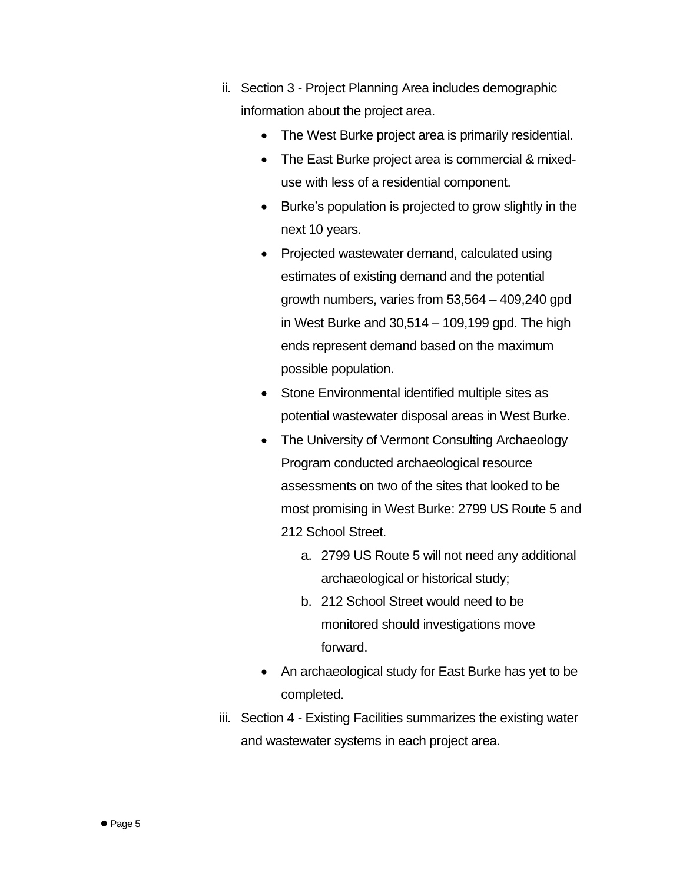ii. Section 3 - Project Planning Area includes demographic information about the project area.
    - The West Burke project area is primarily residential.
    - The East Burke project area is commercial & mixed-use with less of a residential component.
    - Burke's population is projected to grow slightly in the next 10 years.
    - Projected wastewater demand, calculated using estimates of existing demand and the potential growth numbers, varies from 53,564 – 409,240 gpd in West Burke and 30,514 – 109,199 gpd. The high ends represent demand based on the maximum possible population.
    - Stone Environmental identified multiple sites as potential wastewater disposal areas in West Burke.
    - The University of Vermont Consulting Archaeology Program conducted archaeological resource assessments on two of the sites that looked to be most promising in West Burke: 2799 US Route 5 and 212 School Street.
        a. 2799 US Route 5 will not need any additional archaeological or historical study;
        b. 212 School Street would need to be monitored should investigations move forward.
    - An archaeological study for East Burke has yet to be completed.

iii. Section 4 - Existing Facilities summarizes the existing water and wastewater systems in each project area.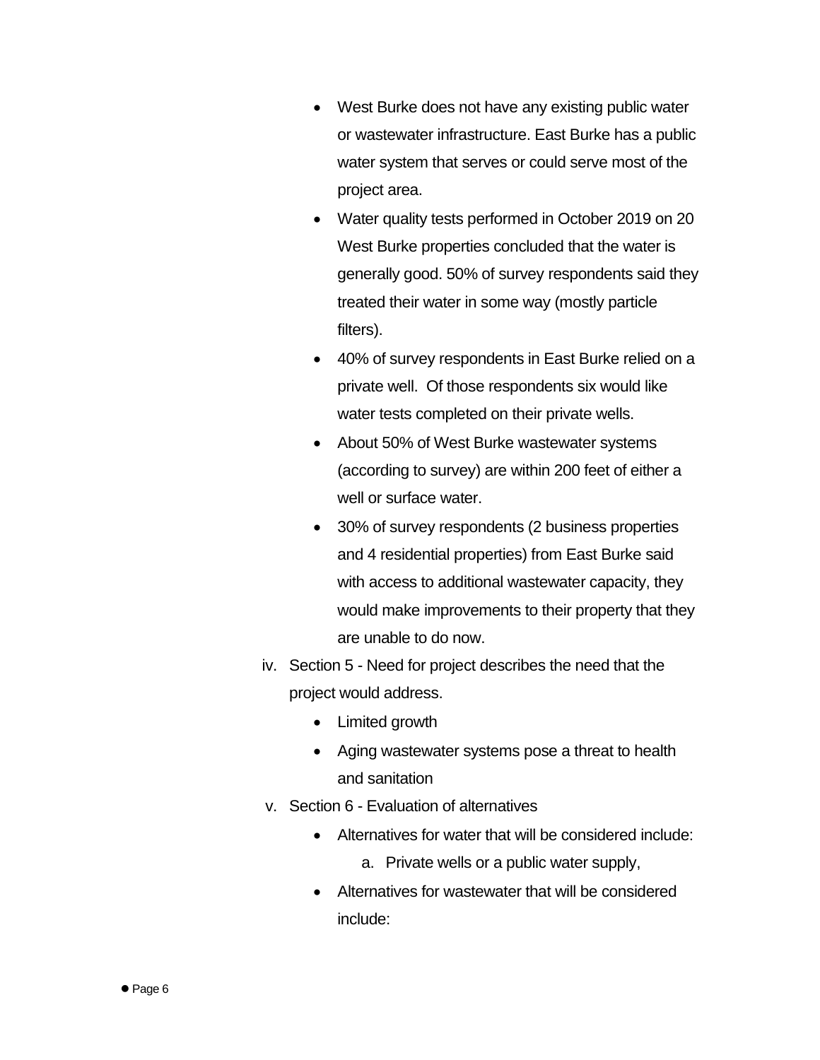- West Burke does not have any existing public water or wastewater infrastructure. East Burke has a public water system that serves or could serve most of the project area.
- Water quality tests performed in October 2019 on 20 West Burke properties concluded that the water is generally good. 50% of survey respondents said they treated their water in some way (mostly particle filters).
- 40% of survey respondents in East Burke relied on a private well. Of those respondents six would like water tests completed on their private wells.
- About 50% of West Burke wastewater systems (according to survey) are within 200 feet of either a well or surface water.
- 30% of survey respondents (2 business properties and 4 residential properties) from East Burke said with access to additional wastewater capacity, they would make improvements to their property that they are unable to do now.

iv. Section 5 - Need for project describes the need that the project would address.

- Limited growth
- Aging wastewater systems pose a threat to health and sanitation

v. Section 6 - Evaluation of alternatives

- Alternatives for water that will be considered include:
    a. Private wells or a public water supply,
- Alternatives for wastewater that will be considered include: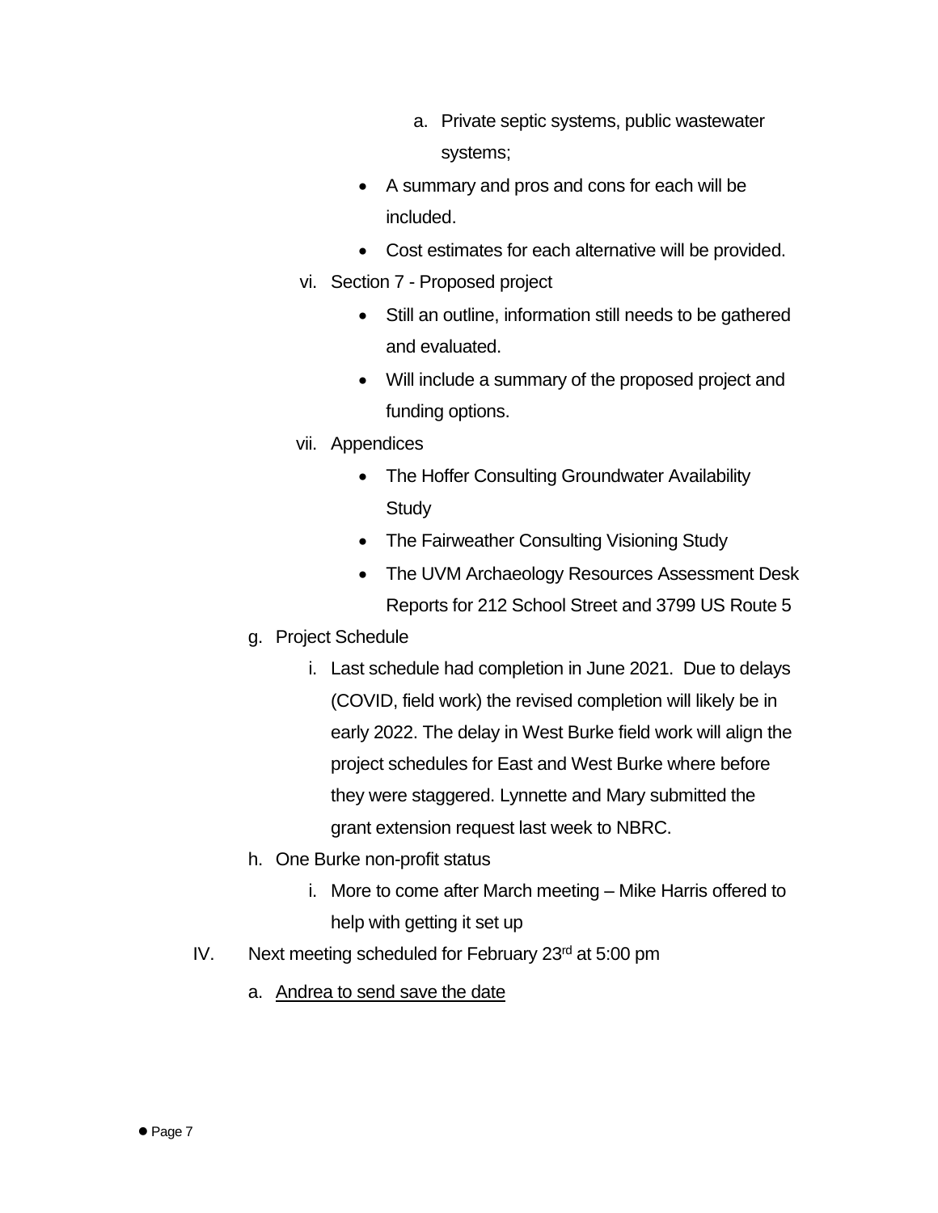a. Private septic systems, public wastewater systems;

- A summary and pros and cons for each will be included.
- Cost estimates for each alternative will be provided.

vi. Section 7 - Proposed project

- Still an outline, information still needs to be gathered and evaluated.
- Will include a summary of the proposed project and funding options.

vii. Appendices

- The Hoffer Consulting Groundwater Availability Study
- The Fairweather Consulting Visioning Study
- The UVM Archaeology Resources Assessment Desk Reports for 212 School Street and 3799 US Route 5

g. Project Schedule

i. Last schedule had completion in June 2021. Due to delays (COVID, field work) the revised completion will likely be in early 2022. The delay in West Burke field work will align the project schedules for East and West Burke where before they were staggered. Lynnette and Mary submitted the grant extension request last week to NBRC.

h. One Burke non-profit status

i. More to come after March meeting – Mike Harris offered to help with getting it set up

IV. Next meeting scheduled for February 23rd at 5:00 pm

a. Andrea to send save the date